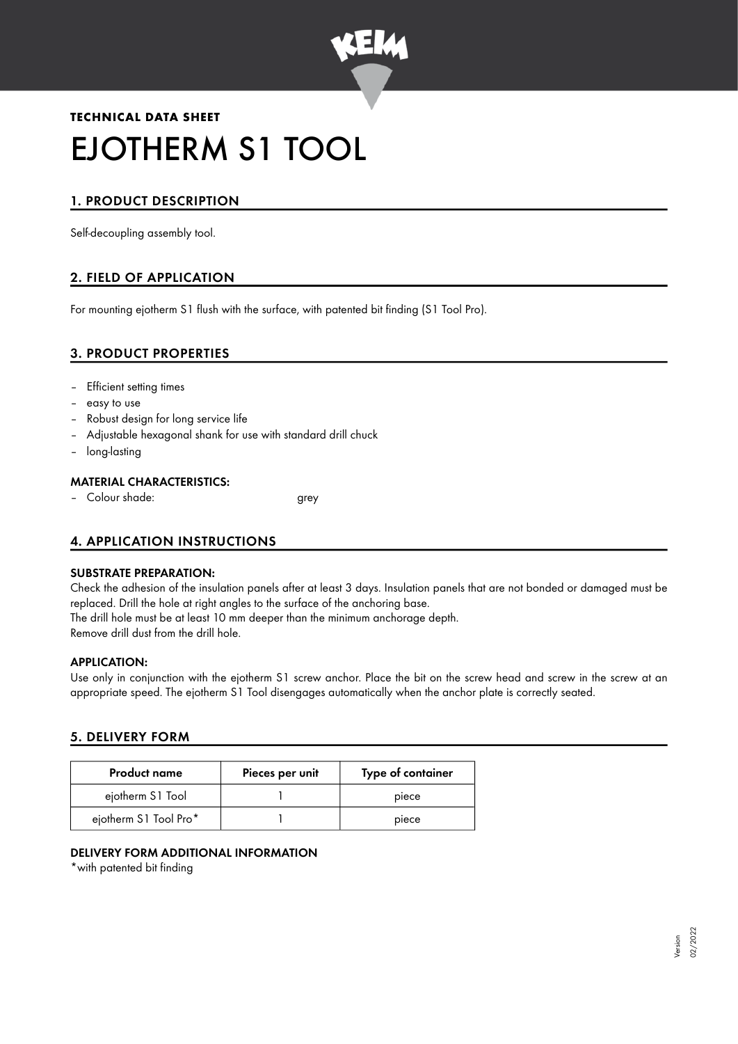**TECHNICAL DATA SHEET**

# EJOTHERM S1 TOOL

## 1. PRODUCT DESCRIPTION

Self-decoupling assembly tool.

## 2. FIELD OF APPLICATION

For mounting ejotherm S1 flush with the surface, with patented bit finding (S1 Tool Pro).

## 3. PRODUCT PROPERTIES

- Efficient setting times
- easy to use
- Robust design for long service life
- Adjustable hexagonal shank for use with standard drill chuck
- long-lasting

### MATERIAL CHARACTERISTICS:

- Colour shade: grey

## 4. APPLICATION INSTRUCTIONS

### SUBSTRATE PREPARATION:

Check the adhesion of the insulation panels after at least 3 days. Insulation panels that are not bonded or damaged must be replaced. Drill the hole at right angles to the surface of the anchoring base.
The drill hole must be at least 10 mm deeper than the minimum anchorage depth.
Remove drill dust from the drill hole.

### APPLICATION:

Use only in conjunction with the ejotherm S1 screw anchor. Place the bit on the screw head and screw in the screw at an appropriate speed. The ejotherm S1 Tool disengages automatically when the anchor plate is correctly seated.

## 5. DELIVERY FORM

| Product name | Pieces per unit | Type of container |
|---|---|---|
| ejotherm S1 Tool | 1 | piece |
| ejotherm S1 Tool Pro* | 1 | piece |

### DELIVERY FORM ADDITIONAL INFORMATION

*with patented bit finding

Version 02/2022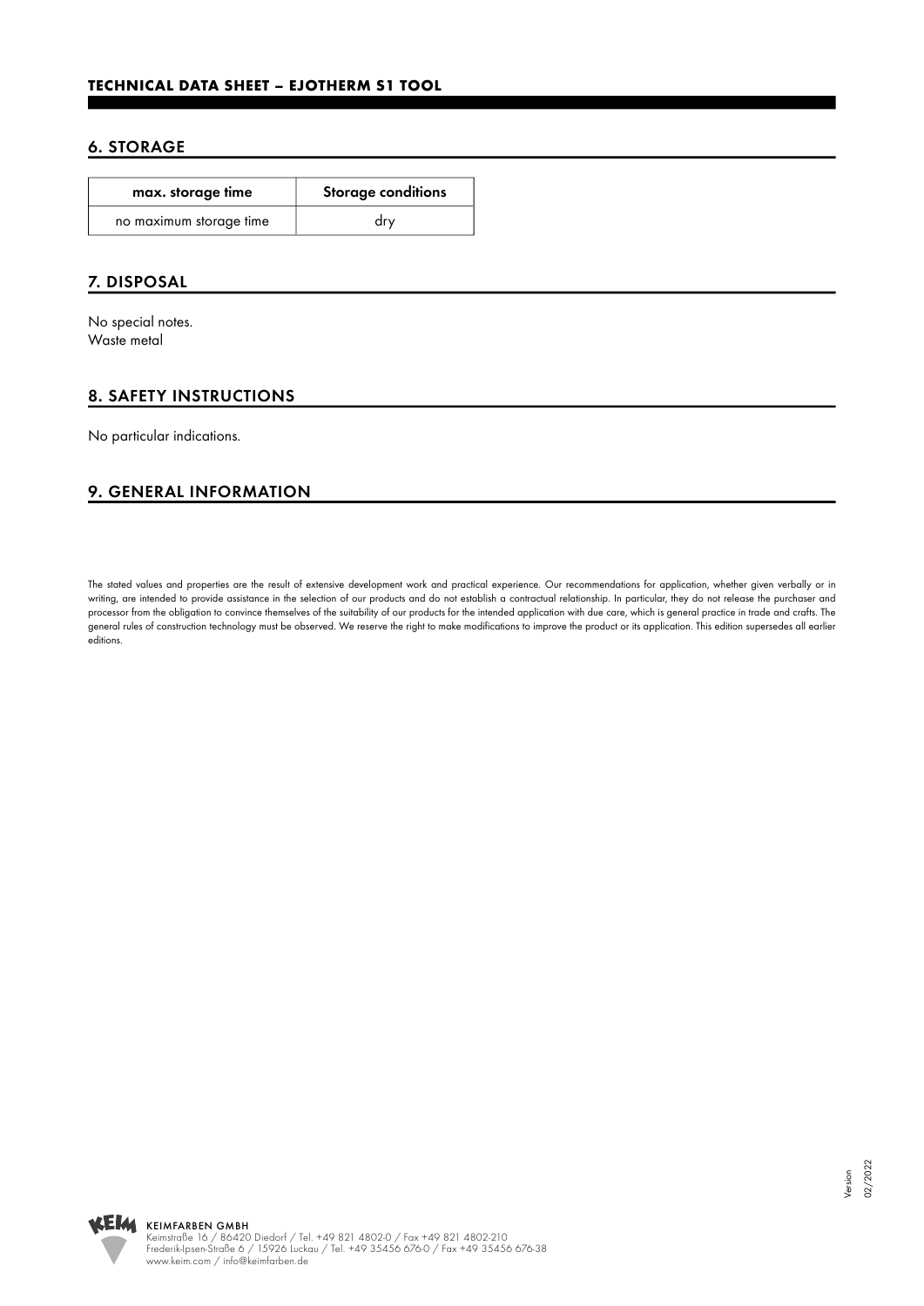## 6. STORAGE

| max. storage time | Storage conditions |
| --- | --- |
| no maximum storage time | dry |

## 7. DISPOSAL

No special notes.
Waste metal

## 8. SAFETY INSTRUCTIONS

No particular indications.

## 9. GENERAL INFORMATION

The stated values and properties are the result of extensive development work and practical experience. Our recommendations for application, whether given verbally or in writing, are intended to provide assistance in the selection of our products and do not establish a contractual relationship. In particular, they do not release the purchaser and processor from the obligation to convince themselves of the suitability of our products for the intended application with due care, which is general practice in trade and crafts. The general rules of construction technology must be observed. We reserve the right to make modifications to improve the product or its application. This edition supersedes all earlier editions.

Version 02/2022

KEIMFARBEN GMBH
Keimstraße 16 / 86420 Diedorf / Tel. +49 821 4802-0 / Fax +49 821 4802-210
Frederik-Ipsen-Straße 6 / 15926 Luckau / Tel. +49 35456 676-0 / Fax +49 35456 676-38
www.keim.com / info@keimfarben.de